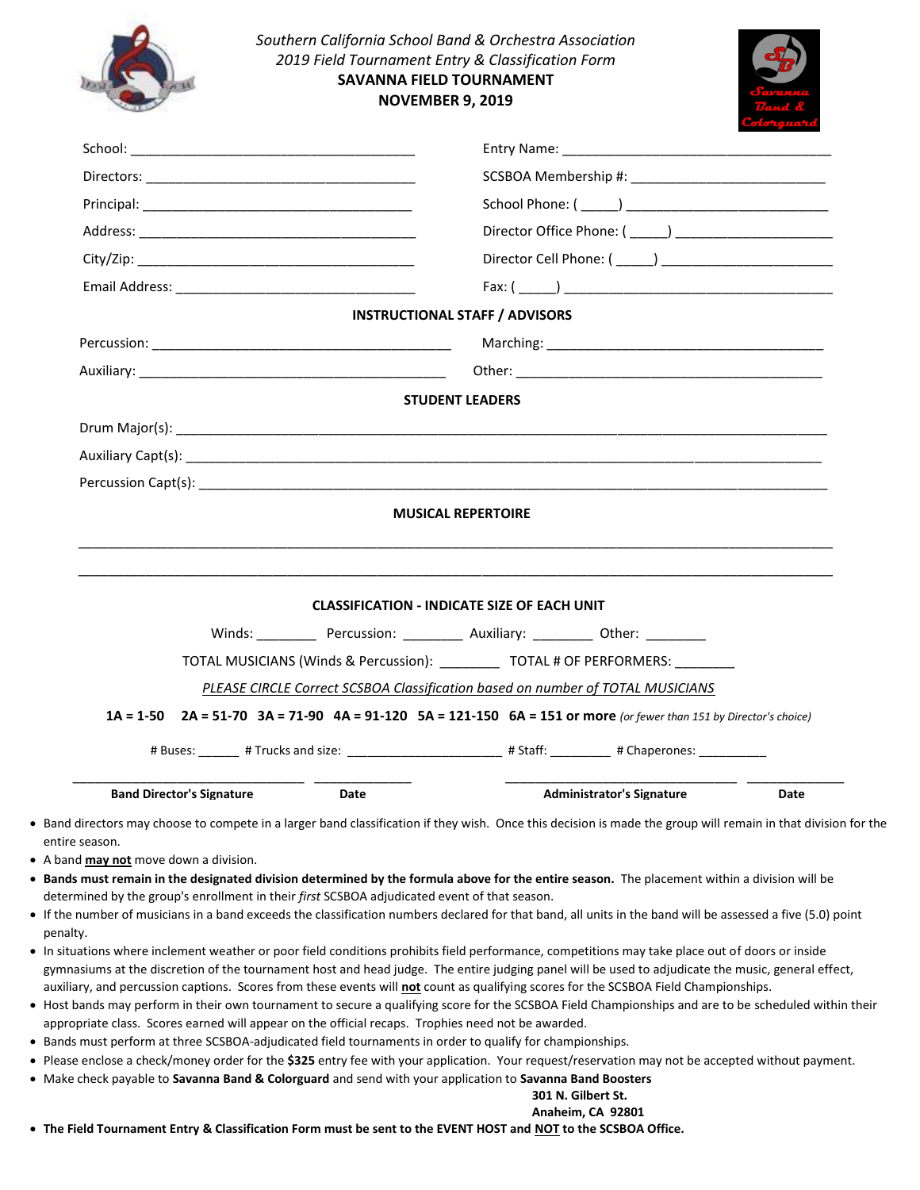*Southern California School Band & Orchestra Association*

*2019 Field Tournament Entry & Classification Form*

**SAVANNA FIELD TOURNAMENT**

**NOVEMBER 9, 2019**

School: ______________________________________ Entry Name: ______________________________________

Directors: ____________________________________ SCSBOA Membership #: ___________________________

Principal: ____________________________________ School Phone: ( _____) ___________________________

Address: _____________________________________ Director Office Phone: ( _____) _____________________

City/Zip: _____________________________________ Director Cell Phone: ( _____) _______________________

Email Address: ________________________________ Fax: ( _____) ____________________________________

**INSTRUCTIONAL STAFF / ADVISORS**

Percussion: ___________________________________ Marching: ______________________________________

Auxiliary: _____________________________________ Other: _________________________________________

**STUDENT LEADERS**

Drum Major(s): ____________________________________________________________________________

Auxiliary Capt(s): __________________________________________________________________________

Percussion Capt(s): _________________________________________________________________________

**MUSICAL REPERTOIRE**

__________________________________________________________________________________________

__________________________________________________________________________________________

**CLASSIFICATION - INDICATE SIZE OF EACH UNIT**

Winds: ________ Percussion: ________ Auxiliary: ________ Other: ________

TOTAL MUSICIANS (Winds & Percussion): ________ TOTAL # OF PERFORMERS: ________

*PLEASE CIRCLE Correct SCSBOA Classification based on number of TOTAL MUSICIANS*

**1A = 1-50 2A = 51-70 3A = 71-90 4A = 91-120 5A = 121-150 6A = 151 or more** *(or fewer than 151 by Director's choice)*

# Buses: ______ # Trucks and size: ______________________ # Staff: _________ # Chaperones: __________

______________________________ _____________ ______________________________ _____________

**Band Director's Signature** **Date** **Administrator's Signature** **Date**

- Band directors may choose to compete in a larger band classification if they wish. Once this decision is made the group will remain in that division for the entire season.
- A band **may not** move down a division.
- **Bands must remain in the designated division determined by the formula above for the entire season.** The placement within a division will be determined by the group's enrollment in their *first* SCSBOA adjudicated event of that season.
- If the number of musicians in a band exceeds the classification numbers declared for that band, all units in the band will be assessed a five (5.0) point penalty.
- In situations where inclement weather or poor field conditions prohibits field performance, competitions may take place out of doors or inside gymnasiums at the discretion of the tournament host and head judge. The entire judging panel will be used to adjudicate the music, general effect, auxiliary, and percussion captions. Scores from these events will **not** count as qualifying scores for the SCSBOA Field Championships.
- Host bands may perform in their own tournament to secure a qualifying score for the SCSBOA Field Championships and are to be scheduled within their appropriate class. Scores earned will appear on the official recaps. Trophies need not be awarded.
- Bands must perform at three SCSBOA-adjudicated field tournaments in order to qualify for championships.
- Please enclose a check/money order for the **$325** entry fee with your application. Your request/reservation may not be accepted without payment.
- Make check payable to **Savanna Band & Colorguard** and send with your application to **Savanna Band Boosters**
  **301 N. Gilbert St.**
  **Anaheim, CA 92801**
- **The Field Tournament Entry & Classification Form must be sent to the EVENT HOST and NOT to the SCSBOA Office.**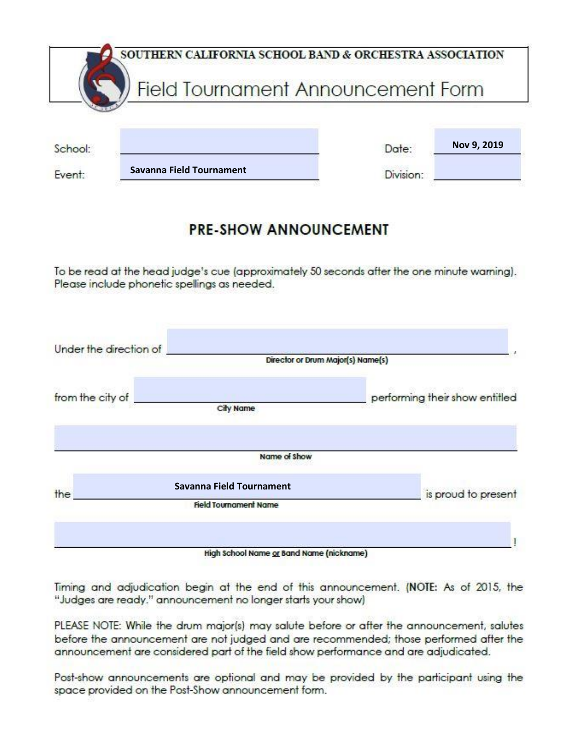# SOUTHERN CALIFORNIA SCHOOL BAND & ORCHESTRA ASSOCIATION

## Field Tournament Announcement Form

School: ______________________ Date: Nov 9, 2019

Event: Savanna Field Tournament Division: ______________________

## PRE-SHOW ANNOUNCEMENT

To be read at the head judge's cue (approximately 50 seconds after the one minute warning). Please include phonetic spellings as needed.

Under the direction of ______________________________________________,
Director or Drum Major(s) Name(s)

from the city of ______________________________ performing their show entitled
City Name

______________________________________________________________
Name of Show

the Savanna Field Tournament is proud to present
Field Tournament Name

______________________________________________________________!
High School Name or Band Name (nickname)

Timing and adjudication begin at the end of this announcement. (**NOTE:** As of 2015, the "Judges are ready." announcement no longer starts your show)

PLEASE NOTE: While the drum major(s) may salute before or after the announcement, salutes before the announcement are not judged and are recommended; those performed after the announcement are considered part of the field show performance and are adjudicated.

Post-show announcements are optional and may be provided by the participant using the space provided on the Post-Show announcement form.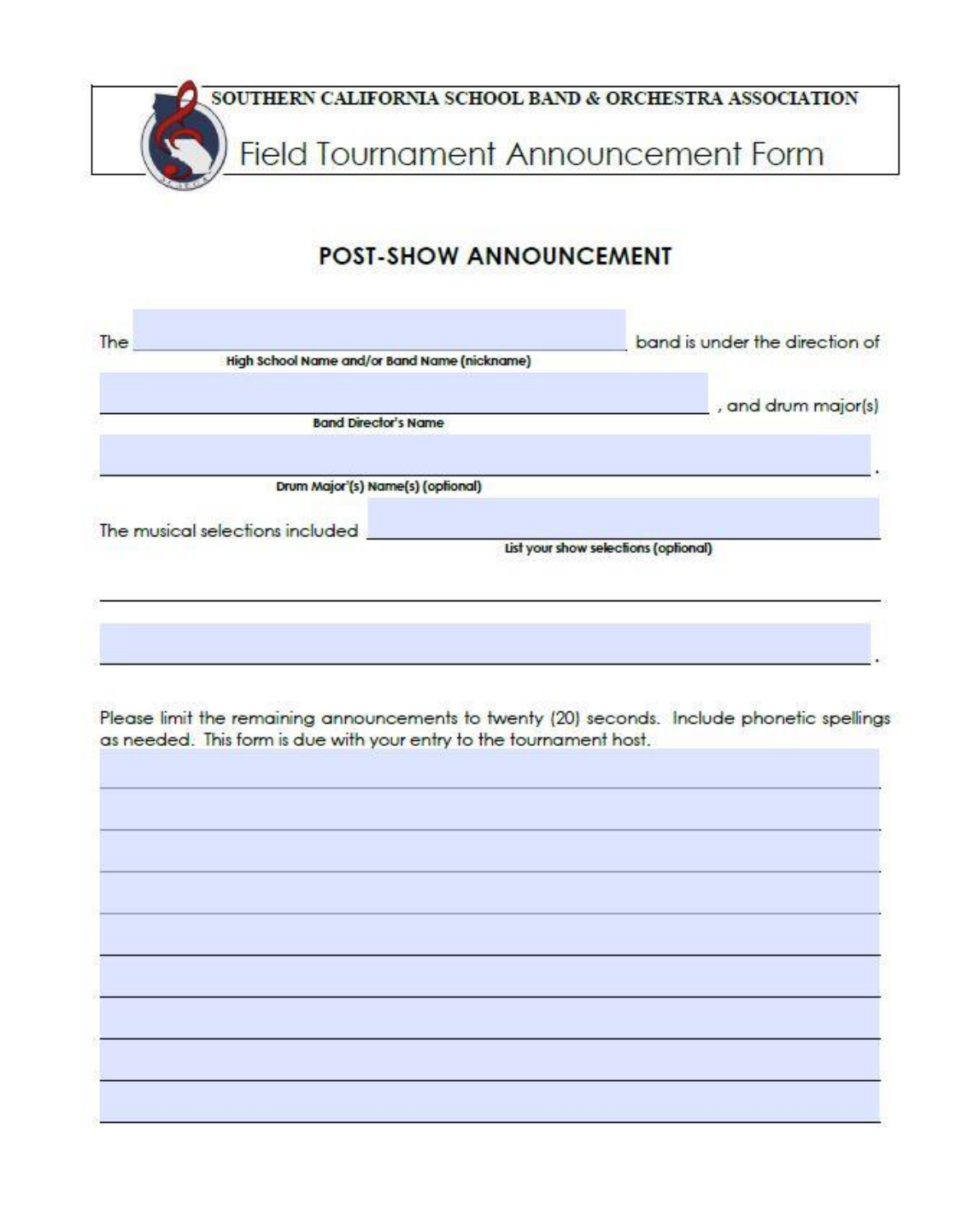SOUTHERN CALIFORNIA SCHOOL BAND & ORCHESTRA ASSOCIATION

# Field Tournament Announcement Form

## POST-SHOW ANNOUNCEMENT

The ______________________________ band is under the direction of
High School Name and/or Band Name (nickname)

______________________________, and drum major(s)
Band Director's Name

______________________________.
Drum Major'(s) Name(s) (optional)

The musical selections included ______________________________
List your show selections (optional)

______________________________

______________________________.

Please limit the remaining announcements to twenty (20) seconds. Include phonetic spellings as needed. This form is due with your entry to the tournament host.

______________________________

______________________________

______________________________

______________________________

______________________________

______________________________

______________________________

______________________________

______________________________